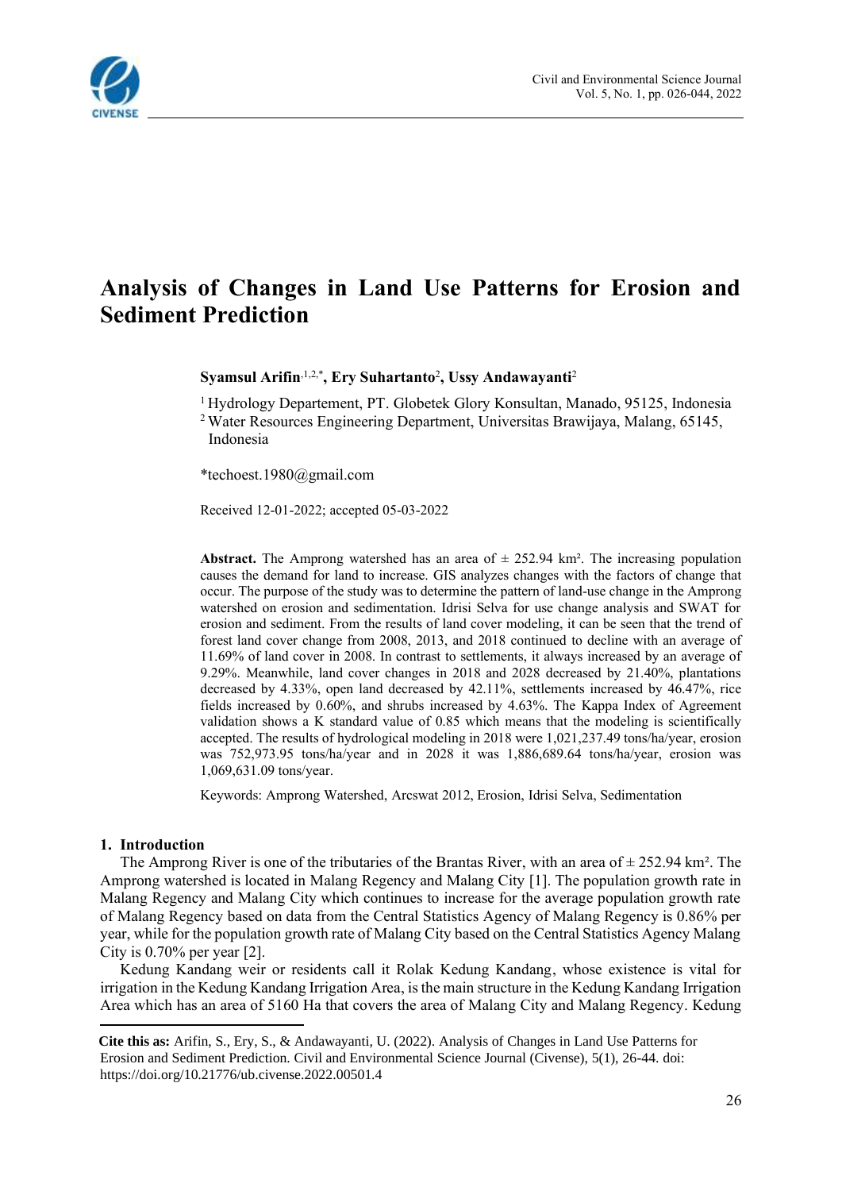# Analysis of Changes in Land Use Patterns for Erosion and Sediment Prediction

**Syamsul Arifin**[1,2,*], **Ery Suhartanto**[2], **Ussy Andawayanti**[2]

[1] Hydrology Departement, PT. Globetek Glory Konsultan, Manado, 95125, Indonesia
[2] Water Resources Engineering Department, Universitas Brawijaya, Malang, 65145, Indonesia

*techoest.1980@gmail.com

Received 12-01-2022; accepted 05-03-2022

**Abstract.** The Amprong watershed has an area of ± 252.94 km². The increasing population causes the demand for land to increase. GIS analyzes changes with the factors of change that occur. The purpose of the study was to determine the pattern of land-use change in the Amprong watershed on erosion and sedimentation. Idrisi Selva for use change analysis and SWAT for erosion and sediment. From the results of land cover modeling, it can be seen that the trend of forest land cover change from 2008, 2013, and 2018 continued to decline with an average of 11.69% of land cover in 2008. In contrast to settlements, it always increased by an average of 9.29%. Meanwhile, land cover changes in 2018 and 2028 decreased by 21.40%, plantations decreased by 4.33%, open land decreased by 42.11%, settlements increased by 46.47%, rice fields increased by 0.60%, and shrubs increased by 4.63%. The Kappa Index of Agreement validation shows a K standard value of 0.85 which means that the modeling is scientifically accepted. The results of hydrological modeling in 2018 were 1,021,237.49 tons/ha/year, erosion was 752,973.95 tons/ha/year and in 2028 it was 1,886,689.64 tons/ha/year, erosion was 1,069,631.09 tons/year.

Keywords: Amprong Watershed, Arcswat 2012, Erosion, Idrisi Selva, Sedimentation

## 1. Introduction

The Amprong River is one of the tributaries of the Brantas River, with an area of ± 252.94 km². The Amprong watershed is located in Malang Regency and Malang City [1]. The population growth rate in Malang Regency and Malang City which continues to increase for the average population growth rate of Malang Regency based on data from the Central Statistics Agency of Malang Regency is 0.86% per year, while for the population growth rate of Malang City based on the Central Statistics Agency Malang City is 0.70% per year [2].

Kedung Kandang weir or residents call it Rolak Kedung Kandang, whose existence is vital for irrigation in the Kedung Kandang Irrigation Area, is the main structure in the Kedung Kandang Irrigation Area which has an area of 5160 Ha that covers the area of Malang City and Malang Regency. Kedung

**Cite this as:** Arifin, S., Ery, S., & Andawayanti, U. (2022). Analysis of Changes in Land Use Patterns for Erosion and Sediment Prediction. Civil and Environmental Science Journal (Civense), 5(1), 26-44. doi: https://doi.org/10.21776/ub.civense.2022.00501.4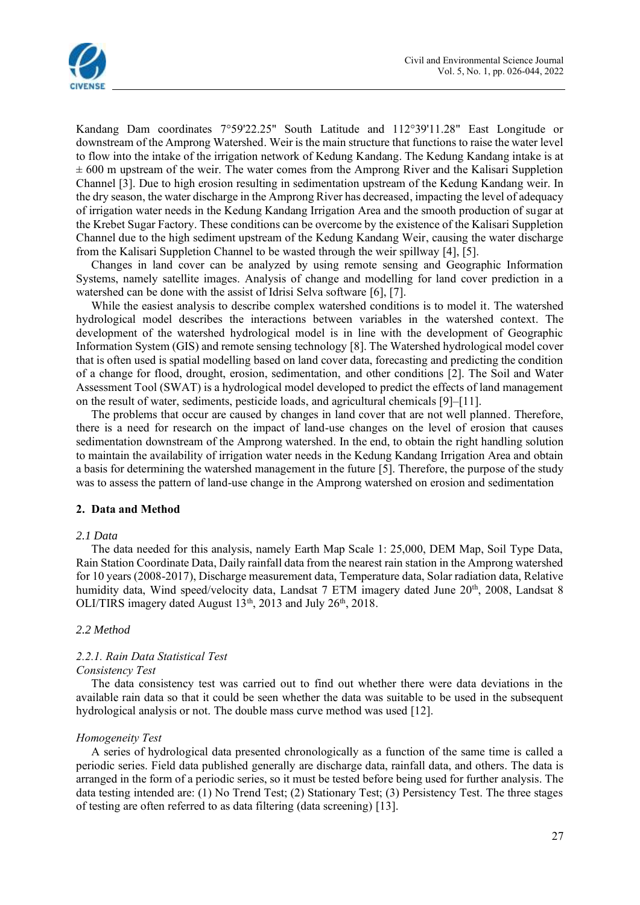Kandang Dam coordinates 7°59'22.25" South Latitude and 112°39'11.28" East Longitude or downstream of the Amprong Watershed. Weir is the main structure that functions to raise the water level to flow into the intake of the irrigation network of Kedung Kandang. The Kedung Kandang intake is at ± 600 m upstream of the weir. The water comes from the Amprong River and the Kalisari Suppletion Channel [3]. Due to high erosion resulting in sedimentation upstream of the Kedung Kandang weir. In the dry season, the water discharge in the Amprong River has decreased, impacting the level of adequacy of irrigation water needs in the Kedung Kandang Irrigation Area and the smooth production of sugar at the Krebet Sugar Factory. These conditions can be overcome by the existence of the Kalisari Suppletion Channel due to the high sediment upstream of the Kedung Kandang Weir, causing the water discharge from the Kalisari Suppletion Channel to be wasted through the weir spillway [4], [5].

Changes in land cover can be analyzed by using remote sensing and Geographic Information Systems, namely satellite images. Analysis of change and modelling for land cover prediction in a watershed can be done with the assist of Idrisi Selva software [6], [7].

While the easiest analysis to describe complex watershed conditions is to model it. The watershed hydrological model describes the interactions between variables in the watershed context. The development of the watershed hydrological model is in line with the development of Geographic Information System (GIS) and remote sensing technology [8]. The Watershed hydrological model cover that is often used is spatial modelling based on land cover data, forecasting and predicting the condition of a change for flood, drought, erosion, sedimentation, and other conditions [2]. The Soil and Water Assessment Tool (SWAT) is a hydrological model developed to predict the effects of land management on the result of water, sediments, pesticide loads, and agricultural chemicals [9]–[11].

The problems that occur are caused by changes in land cover that are not well planned. Therefore, there is a need for research on the impact of land-use changes on the level of erosion that causes sedimentation downstream of the Amprong watershed. In the end, to obtain the right handling solution to maintain the availability of irrigation water needs in the Kedung Kandang Irrigation Area and obtain a basis for determining the watershed management in the future [5]. Therefore, the purpose of the study was to assess the pattern of land-use change in the Amprong watershed on erosion and sedimentation

## 2. Data and Method

### *2.1 Data*

The data needed for this analysis, namely Earth Map Scale 1: 25,000, DEM Map, Soil Type Data, Rain Station Coordinate Data, Daily rainfall data from the nearest rain station in the Amprong watershed for 10 years (2008-2017), Discharge measurement data, Temperature data, Solar radiation data, Relative humidity data, Wind speed/velocity data, Landsat 7 ETM imagery dated June 20th, 2008, Landsat 8 OLI/TIRS imagery dated August 13th, 2013 and July 26th, 2018.

### *2.2 Method*

#### *2.2.1. Rain Data Statistical Test*

*Consistency Test*

The data consistency test was carried out to find out whether there were data deviations in the available rain data so that it could be seen whether the data was suitable to be used in the subsequent hydrological analysis or not. The double mass curve method was used [12].

*Homogeneity Test*

A series of hydrological data presented chronologically as a function of the same time is called a periodic series. Field data published generally are discharge data, rainfall data, and others. The data is arranged in the form of a periodic series, so it must be tested before being used for further analysis. The data testing intended are: (1) No Trend Test; (2) Stationary Test; (3) Persistency Test. The three stages of testing are often referred to as data filtering (data screening) [13].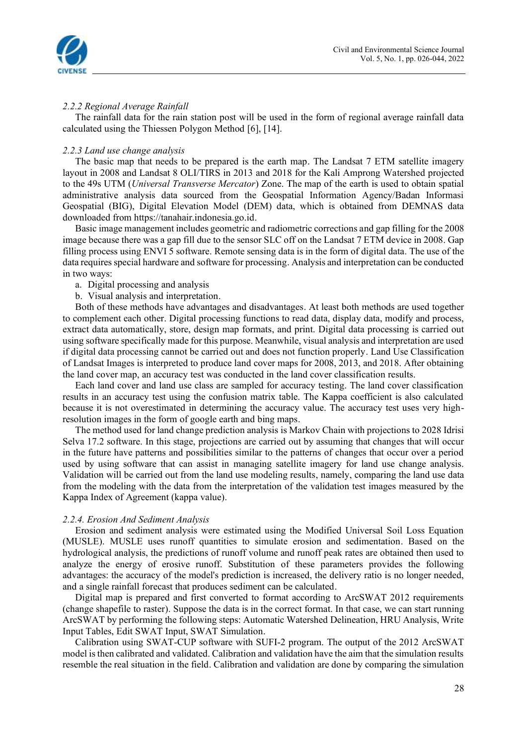#### *2.2.2 Regional Average Rainfall*

The rainfall data for the rain station post will be used in the form of regional average rainfall data calculated using the Thiessen Polygon Method [6], [14].

#### *2.2.3 Land use change analysis*

The basic map that needs to be prepared is the earth map. The Landsat 7 ETM satellite imagery layout in 2008 and Landsat 8 OLI/TIRS in 2013 and 2018 for the Kali Amprong Watershed projected to the 49s UTM (*Universal Transverse Mercator*) Zone. The map of the earth is used to obtain spatial administrative analysis data sourced from the Geospatial Information Agency/Badan Informasi Geospatial (BIG), Digital Elevation Model (DEM) data, which is obtained from DEMNAS data downloaded from https://tanahair.indonesia.go.id.

Basic image management includes geometric and radiometric corrections and gap filling for the 2008 image because there was a gap fill due to the sensor SLC off on the Landsat 7 ETM device in 2008. Gap filling process using ENVI 5 software. Remote sensing data is in the form of digital data. The use of the data requires special hardware and software for processing. Analysis and interpretation can be conducted in two ways:

a. Digital processing and analysis
b. Visual analysis and interpretation.

Both of these methods have advantages and disadvantages. At least both methods are used together to complement each other. Digital processing functions to read data, display data, modify and process, extract data automatically, store, design map formats, and print. Digital data processing is carried out using software specifically made for this purpose. Meanwhile, visual analysis and interpretation are used if digital data processing cannot be carried out and does not function properly. Land Use Classification of Landsat Images is interpreted to produce land cover maps for 2008, 2013, and 2018. After obtaining the land cover map, an accuracy test was conducted in the land cover classification results.

Each land cover and land use class are sampled for accuracy testing. The land cover classification results in an accuracy test using the confusion matrix table. The Kappa coefficient is also calculated because it is not overestimated in determining the accuracy value. The accuracy test uses very high-resolution images in the form of google earth and bing maps.

The method used for land change prediction analysis is Markov Chain with projections to 2028 Idrisi Selva 17.2 software. In this stage, projections are carried out by assuming that changes that will occur in the future have patterns and possibilities similar to the patterns of changes that occur over a period used by using software that can assist in managing satellite imagery for land use change analysis. Validation will be carried out from the land use modeling results, namely, comparing the land use data from the modeling with the data from the interpretation of the validation test images measured by the Kappa Index of Agreement (kappa value).

#### *2.2.4. Erosion And Sediment Analysis*

Erosion and sediment analysis were estimated using the Modified Universal Soil Loss Equation (MUSLE). MUSLE uses runoff quantities to simulate erosion and sedimentation. Based on the hydrological analysis, the predictions of runoff volume and runoff peak rates are obtained then used to analyze the energy of erosive runoff. Substitution of these parameters provides the following advantages: the accuracy of the model's prediction is increased, the delivery ratio is no longer needed, and a single rainfall forecast that produces sediment can be calculated.

Digital map is prepared and first converted to format according to ArcSWAT 2012 requirements (change shapefile to raster). Suppose the data is in the correct format. In that case, we can start running ArcSWAT by performing the following steps: Automatic Watershed Delineation, HRU Analysis, Write Input Tables, Edit SWAT Input, SWAT Simulation.

Calibration using SWAT-CUP software with SUFI-2 program. The output of the 2012 ArcSWAT model is then calibrated and validated. Calibration and validation have the aim that the simulation results resemble the real situation in the field. Calibration and validation are done by comparing the simulation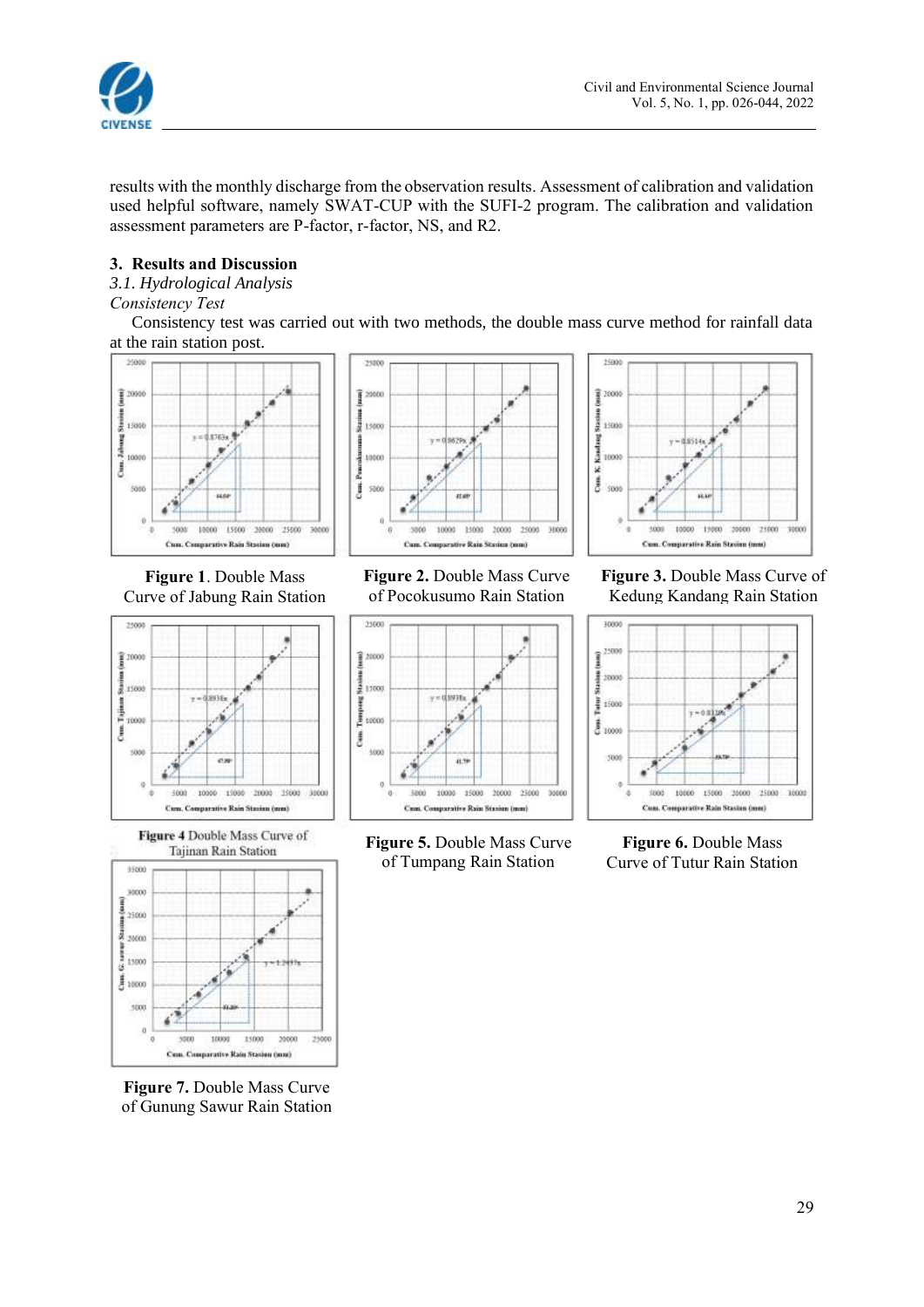results with the monthly discharge from the observation results. Assessment of calibration and validation used helpful software, namely SWAT-CUP with the SUFI-2 program. The calibration and validation assessment parameters are P-factor, r-factor, NS, and R2.

## 3. Results and Discussion

### *3.1. Hydrological Analysis*

*Consistency Test*

Consistency test was carried out with two methods, the double mass curve method for rainfall data at the rain station post.

**Figure 1**. Double Mass Curve of Jabung Rain Station

**Figure 2.** Double Mass Curve of Pocokusumo Rain Station

**Figure 3.** Double Mass Curve of Kedung Kandang Rain Station

**Figure 4** Double Mass Curve of Tajinan Rain Station

**Figure 5.** Double Mass Curve of Tumpang Rain Station

**Figure 6.** Double Mass Curve of Tutur Rain Station

**Figure 7.** Double Mass Curve of Gunung Sawur Rain Station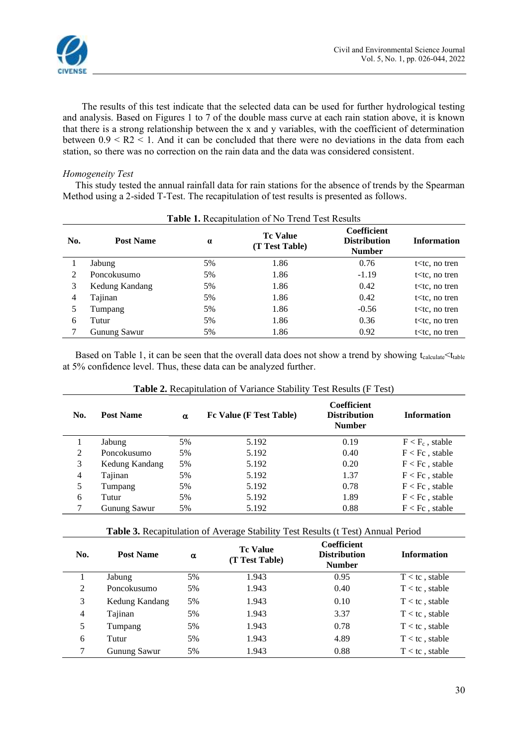The results of this test indicate that the selected data can be used for further hydrological testing and analysis. Based on Figures 1 to 7 of the double mass curve at each rain station above, it is known that there is a strong relationship between the x and y variables, with the coefficient of determination between $0.9 < R2 < 1$. And it can be concluded that there were no deviations in the data from each station, so there was no correction on the rain data and the data was considered consistent.

*Homogeneity Test*

This study tested the annual rainfall data for rain stations for the absence of trends by the Spearman Method using a 2-sided T-Test. The recapitulation of test results is presented as follows.

**Table 1.** Recapitulation of No Trend Test Results

| No. | Post Name | α | Tc Value (T Test Table) | Coefficient Distribution Number | Information |
|---|---|---|---|---|---|
| 1 | Jabung | 5% | 1.86 | 0.76 | t<tc, no tren |
| 2 | Poncokusumo | 5% | 1.86 | -1.19 | t<tc, no tren |
| 3 | Kedung Kandang | 5% | 1.86 | 0.42 | t<tc, no tren |
| 4 | Tajinan | 5% | 1.86 | 0.42 | t<tc, no tren |
| 5 | Tumpang | 5% | 1.86 | -0.56 | t<tc, no tren |
| 6 | Tutur | 5% | 1.86 | 0.36 | t<tc, no tren |
| 7 | Gunung Sawur | 5% | 1.86 | 0.92 | t<tc, no tren |

Based on Table 1, it can be seen that the overall data does not show a trend by showing $t_{calculate} < t_{table}$ at 5% confidence level. Thus, these data can be analyzed further.

**Table 2.** Recapitulation of Variance Stability Test Results (F Test)

| No. | Post Name | α | Fc Value (F Test Table) | Coefficient Distribution Number | Information |
|---|---|---|---|---|---|
| 1 | Jabung | 5% | 5.192 | 0.19 | $F < F_c$ , stable |
| 2 | Poncokusumo | 5% | 5.192 | 0.40 | F < Fc , stable |
| 3 | Kedung Kandang | 5% | 5.192 | 0.20 | F < Fc , stable |
| 4 | Tajinan | 5% | 5.192 | 1.37 | F < Fc , stable |
| 5 | Tumpang | 5% | 5.192 | 0.78 | F < Fc , stable |
| 6 | Tutur | 5% | 5.192 | 1.89 | F < Fc , stable |
| 7 | Gunung Sawur | 5% | 5.192 | 0.88 | F < Fc , stable |

**Table 3.** Recapitulation of Average Stability Test Results (t Test) Annual Period

| No. | Post Name | α | Tc Value (T Test Table) | Coefficient Distribution Number | Information |
|---|---|---|---|---|---|
| 1 | Jabung | 5% | 1.943 | 0.95 | T < tc , stable |
| 2 | Poncokusumo | 5% | 1.943 | 0.40 | T < tc , stable |
| 3 | Kedung Kandang | 5% | 1.943 | 0.10 | T < tc , stable |
| 4 | Tajinan | 5% | 1.943 | 3.37 | T < tc , stable |
| 5 | Tumpang | 5% | 1.943 | 0.78 | T < tc , stable |
| 6 | Tutur | 5% | 1.943 | 4.89 | T < tc , stable |
| 7 | Gunung Sawur | 5% | 1.943 | 0.88 | T < tc , stable |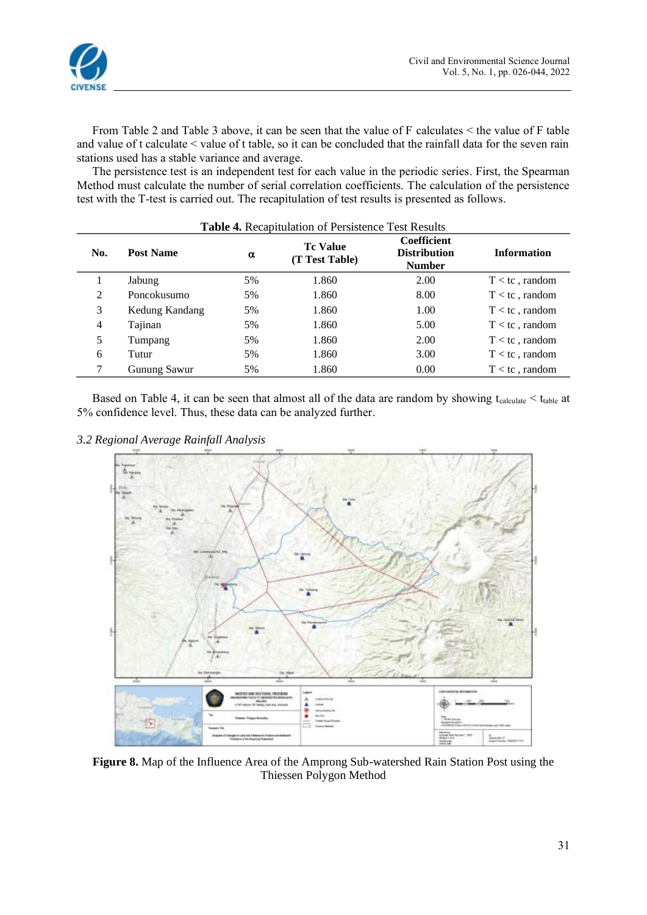From Table 2 and Table 3 above, it can be seen that the value of F calculates < the value of F table and value of t calculate < value of t table, so it can be concluded that the rainfall data for the seven rain stations used has a stable variance and average.

The persistence test is an independent test for each value in the periodic series. First, the Spearman Method must calculate the number of serial correlation coefficients. The calculation of the persistence test with the T-test is carried out. The recapitulation of test results is presented as follows.

**Table 4.** Recapitulation of Persistence Test Results

| No. | Post Name | α | Tc Value (T Test Table) | Coefficient Distribution Number | Information |
|---|---|---|---|---|---|
| 1 | Jabung | 5% | 1.860 | 2.00 | T < tc , random |
| 2 | Poncokusumo | 5% | 1.860 | 8.00 | T < tc , random |
| 3 | Kedung Kandang | 5% | 1.860 | 1.00 | T < tc , random |
| 4 | Tajinan | 5% | 1.860 | 5.00 | T < tc , random |
| 5 | Tumpang | 5% | 1.860 | 2.00 | T < tc , random |
| 6 | Tutur | 5% | 1.860 | 3.00 | T < tc , random |
| 7 | Gunung Sawur | 5% | 1.860 | 0.00 | T < tc , random |

Based on Table 4, it can be seen that almost all of the data are random by showing $t_{calculate} < t_{table}$ at 5% confidence level. Thus, these data can be analyzed further.

*3.2 Regional Average Rainfall Analysis*

**Figure 8.** Map of the Influence Area of the Amprong Sub-watershed Rain Station Post using the Thiessen Polygon Method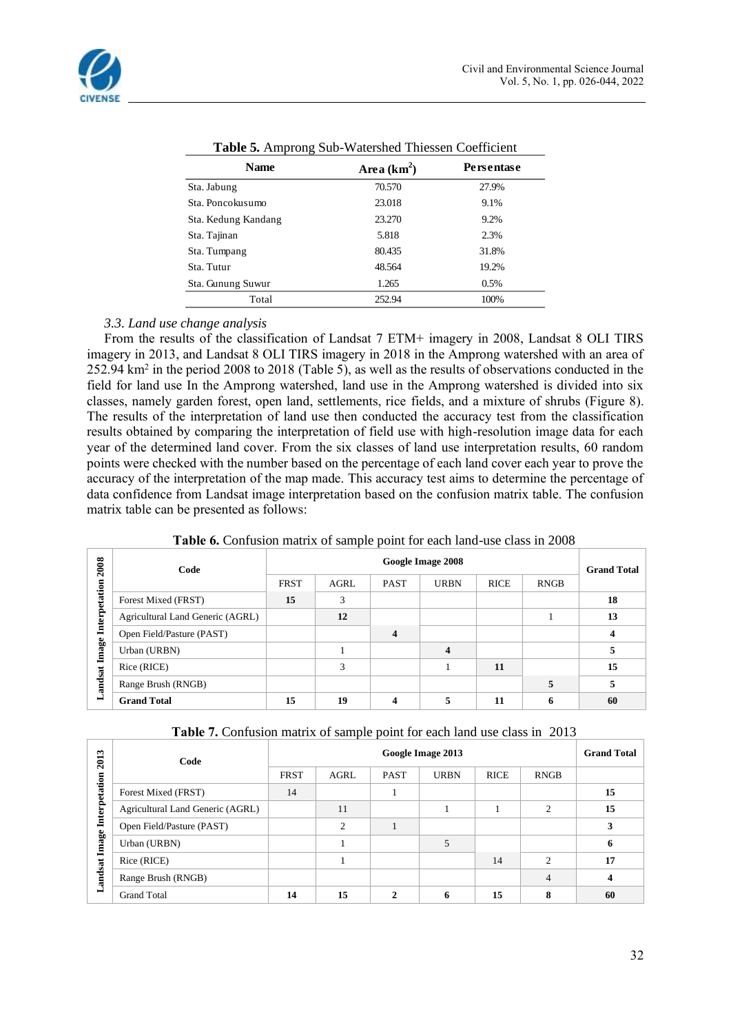**Table 5.** Amprong Sub-Watershed Thiessen Coefficient

| Name | Area (km$^2$) | Persentase |
|---|---|---|
| Sta. Jabung | 70.570 | 27.9% |
| Sta. Poncokusumo | 23.018 | 9.1% |
| Sta. Kedung Kandang | 23.270 | 9.2% |
| Sta. Tajinan | 5.818 | 2.3% |
| Sta. Tumpang | 80.435 | 31.8% |
| Sta. Tutur | 48.564 | 19.2% |
| Sta. Gunung Suwur | 1.265 | 0.5% |
| Total | 252.94 | 100% |

### *3.3. Land use change analysis*

From the results of the classification of Landsat 7 ETM+ imagery in 2008, Landsat 8 OLI TIRS imagery in 2013, and Landsat 8 OLI TIRS imagery in 2018 in the Amprong watershed with an area of 252.94 km$^2$ in the period 2008 to 2018 (Table 5), as well as the results of observations conducted in the field for land use In the Amprong watershed, land use in the Amprong watershed is divided into six classes, namely garden forest, open land, settlements, rice fields, and a mixture of shrubs (Figure 8). The results of the interpretation of land use then conducted the accuracy test from the classification results obtained by comparing the interpretation of field use with high-resolution image data for each year of the determined land cover. From the six classes of land use interpretation results, 60 random points were checked with the number based on the percentage of each land cover each year to prove the accuracy of the interpretation of the map made. This accuracy test aims to determine the percentage of data confidence from Landsat image interpretation based on the confusion matrix table. The confusion matrix table can be presented as follows:

**Table 6.** Confusion matrix of sample point for each land-use class in 2008

| Landsat Image Interpretation 2008 | Code | Google Image 2008 | | | | | | Grand Total |
|---|---|---|---|---|---|---|---|---|
| | | FRST | AGRL | PAST | URBN | RICE | RNGB | |
| | Forest Mixed (FRST) | **15** | 3 | | | | | **18** |
| | Agricultural Land Generic (AGRL) | | **12** | | | | 1 | **13** |
| | Open Field/Pasture (PAST) | | | **4** | | | | **4** |
| | Urban (URBN) | | 1 | | **4** | | | **5** |
| | Rice (RICE) | | 3 | | 1 | **11** | | **15** |
| | Range Brush (RNGB) | | | | | | **5** | **5** |
| | **Grand Total** | **15** | **19** | **4** | **5** | **11** | **6** | **60** |

**Table 7.** Confusion matrix of sample point for each land use class in 2013

| Landsat Image Interpretation 2013 | Code | Google Image 2013 | | | | | | Grand Total |
|---|---|---|---|---|---|---|---|---|
| | | FRST | AGRL | PAST | URBN | RICE | RNGB | |
| | Forest Mixed (FRST) | 14 | | 1 | | | | **15** |
| | Agricultural Land Generic (AGRL) | | 11 | | 1 | 1 | 2 | **15** |
| | Open Field/Pasture (PAST) | | 2 | 1 | | | | **3** |
| | Urban (URBN) | | 1 | | 5 | | | **6** |
| | Rice (RICE) | | 1 | | | 14 | 2 | **17** |
| | Range Brush (RNGB) | | | | | | 4 | **4** |
| | Grand Total | **14** | **15** | **2** | **6** | **15** | **8** | **60** |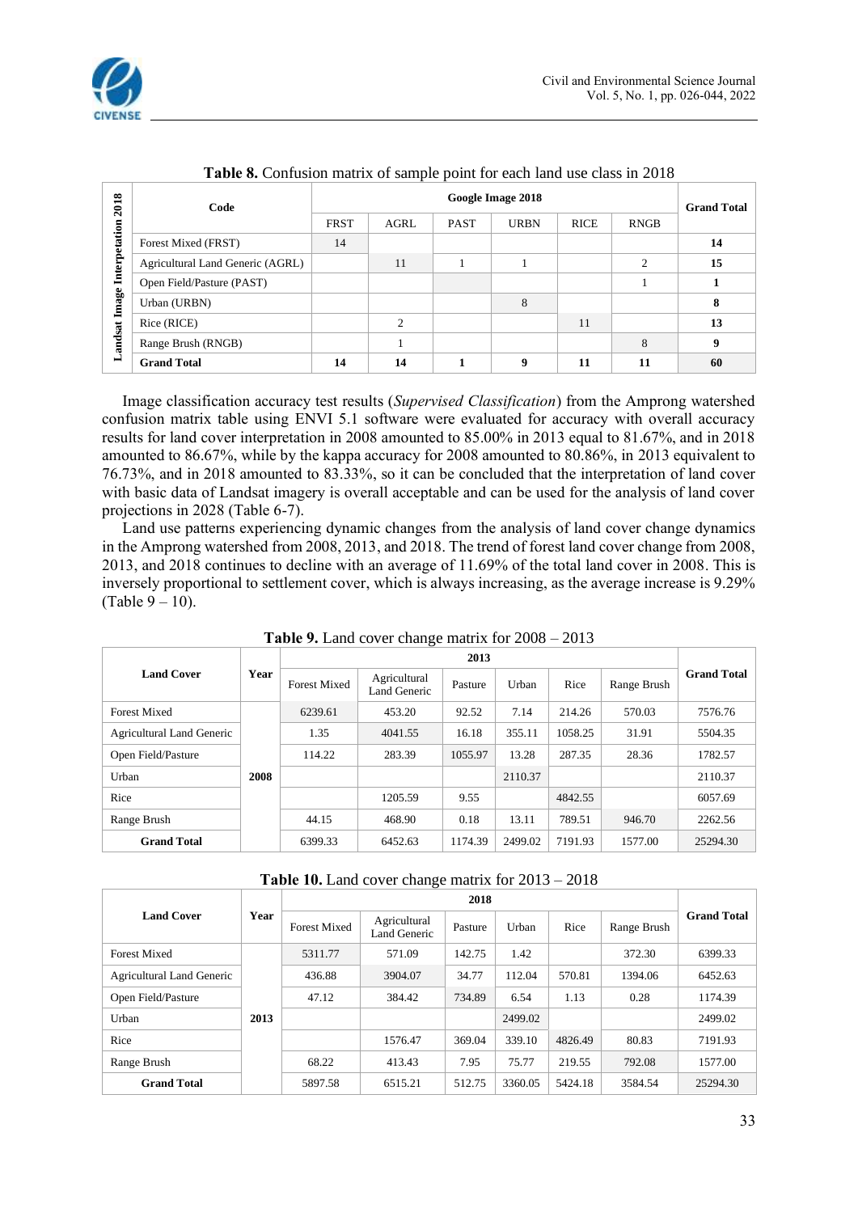**Table 8.** Confusion matrix of sample point for each land use class in 2018

| Landsat Image Interpretation 2018 | Google Image 2018 | | | | | | Grand Total |
|---|---|---|---|---|---|---|---|
| **Code** | FRST | AGRL | PAST | URBN | RICE | RNGB | |
| Forest Mixed (FRST) | 14 | | | | | | **14** |
| Agricultural Land Generic (AGRL) | | 11 | 1 | 1 | | 2 | **15** |
| Open Field/Pasture (PAST) | | | | | | 1 | **1** |
| Urban (URBN) | | | | 8 | | | **8** |
| Rice (RICE) | | 2 | | | 11 | | **13** |
| Range Brush (RNGB) | | 1 | | | | 8 | **9** |
| **Grand Total** | **14** | **14** | **1** | **9** | **11** | **11** | **60** |

Image classification accuracy test results (*Supervised Classification*) from the Amprong watershed confusion matrix table using ENVI 5.1 software were evaluated for accuracy with overall accuracy results for land cover interpretation in 2008 amounted to 85.00% in 2013 equal to 81.67%, and in 2018 amounted to 86.67%, while by the kappa accuracy for 2008 amounted to 80.86%, in 2013 equivalent to 76.73%, and in 2018 amounted to 83.33%, so it can be concluded that the interpretation of land cover with basic data of Landsat imagery is overall acceptable and can be used for the analysis of land cover projections in 2028 (Table 6-7).

Land use patterns experiencing dynamic changes from the analysis of land cover change dynamics in the Amprong watershed from 2008, 2013, and 2018. The trend of forest land cover change from 2008, 2013, and 2018 continues to decline with an average of 11.69% of the total land cover in 2008. This is inversely proportional to settlement cover, which is always increasing, as the average increase is 9.29% (Table 9 – 10).

**Table 9.** Land cover change matrix for 2008 – 2013

| Land Cover | Year | 2013 | | | | | | Grand Total |
|---|---|---|---|---|---|---|---|---|
| | | Forest Mixed | Agricultural Land Generic | Pasture | Urban | Rice | Range Brush | |
| Forest Mixed | 2008 | 6239.61 | 453.20 | 92.52 | 7.14 | 214.26 | 570.03 | 7576.76 |
| Agricultural Land Generic | | 1.35 | 4041.55 | 16.18 | 355.11 | 1058.25 | 31.91 | 5504.35 |
| Open Field/Pasture | | 114.22 | 283.39 | 1055.97 | 13.28 | 287.35 | 28.36 | 1782.57 |
| Urban | | | | | 2110.37 | | | 2110.37 |
| Rice | | | 1205.59 | 9.55 | | 4842.55 | | 6057.69 |
| Range Brush | | 44.15 | 468.90 | 0.18 | 13.11 | 789.51 | 946.70 | 2262.56 |
| **Grand Total** | | 6399.33 | 6452.63 | 1174.39 | 2499.02 | 7191.93 | 1577.00 | 25294.30 |

**Table 10.** Land cover change matrix for 2013 – 2018

| Land Cover | Year | 2018 | | | | | | Grand Total |
|---|---|---|---|---|---|---|---|---|
| | | Forest Mixed | Agricultural Land Generic | Pasture | Urban | Rice | Range Brush | |
| Forest Mixed | 2013 | 5311.77 | 571.09 | 142.75 | 1.42 | | 372.30 | 6399.33 |
| Agricultural Land Generic | | 436.88 | 3904.07 | 34.77 | 112.04 | 570.81 | 1394.06 | 6452.63 |
| Open Field/Pasture | | 47.12 | 384.42 | 734.89 | 6.54 | 1.13 | 0.28 | 1174.39 |
| Urban | | | | | 2499.02 | | | 2499.02 |
| Rice | | | 1576.47 | 369.04 | 339.10 | 4826.49 | 80.83 | 7191.93 |
| Range Brush | | 68.22 | 413.43 | 7.95 | 75.77 | 219.55 | 792.08 | 1577.00 |
| **Grand Total** | | 5897.58 | 6515.21 | 512.75 | 3360.05 | 5424.18 | 3584.54 | 25294.30 |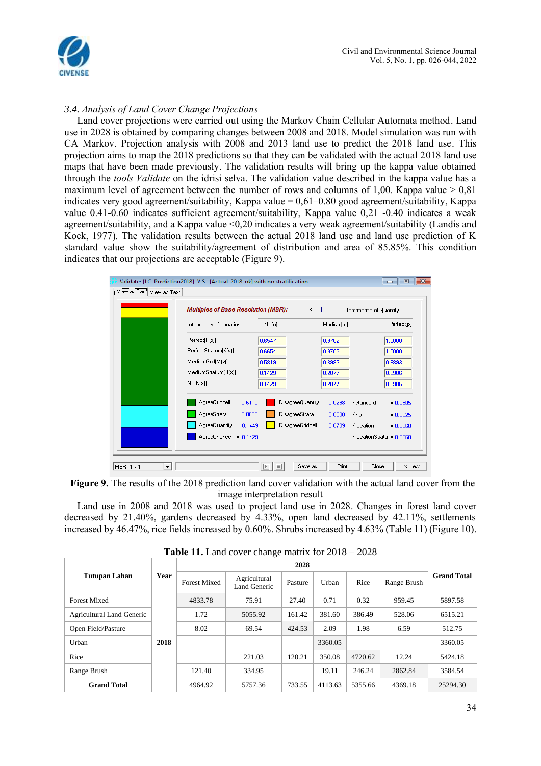### 3.4. *Analysis of Land Cover Change Projections*

Land cover projections were carried out using the Markov Chain Cellular Automata method. Land use in 2028 is obtained by comparing changes between 2008 and 2018. Model simulation was run with CA Markov. Projection analysis with 2008 and 2013 land use to predict the 2018 land use. This projection aims to map the 2018 predictions so that they can be validated with the actual 2018 land use maps that have been made previously. The validation results will bring up the kappa value obtained through the *tools Validate* on the idrisi selva. The validation value described in the kappa value has a maximum level of agreement between the number of rows and columns of 1,00. Kappa value > 0,81 indicates very good agreement/suitability, Kappa value = 0,61–0.80 good agreement/suitability, Kappa value 0.41-0.60 indicates sufficient agreement/suitability, Kappa value 0,21 -0.40 indicates a weak agreement/suitability, and a Kappa value <0,20 indicates a very weak agreement/suitability (Landis and Kock, 1977). The validation results between the actual 2018 land use and land use prediction of K standard value show the suitability/agreement of distribution and area of 85.85%. This condition indicates that our projections are acceptable (Figure 9).

**Figure 9.** The results of the 2018 prediction land cover validation with the actual land cover from the image interpretation result

Land use in 2008 and 2018 was used to project land use in 2028. Changes in forest land cover decreased by 21.40%, gardens decreased by 4.33%, open land decreased by 42.11%, settlements increased by 46.47%, rice fields increased by 0.60%. Shrubs increased by 4.63% (Table 11) (Figure 10).

**Table 11.** Land cover change matrix for 2018 – 2028

| Tutupan Lahan | Year | 2028 | | | | | | Grand Total |
|---|---|---|---|---|---|---|---|---|
| | | Forest Mixed | Agricultural Land Generic | Pasture | Urban | Rice | Range Brush | |
| Forest Mixed | 2018 | 4833.78 | 75.91 | 27.40 | 0.71 | 0.32 | 959.45 | 5897.58 |
| Agricultural Land Generic | | 1.72 | 5055.92 | 161.42 | 381.60 | 386.49 | 528.06 | 6515.21 |
| Open Field/Pasture | | 8.02 | 69.54 | 424.53 | 2.09 | 1.98 | 6.59 | 512.75 |
| Urban | | | | | 3360.05 | | | 3360.05 |
| Rice | | | 221.03 | 120.21 | 350.08 | 4720.62 | 12.24 | 5424.18 |
| Range Brush | | 121.40 | 334.95 | | 19.11 | 246.24 | 2862.84 | 3584.54 |
| **Grand Total** | | 4964.92 | 5757.36 | 733.55 | 4113.63 | 5355.66 | 4369.18 | 25294.30 |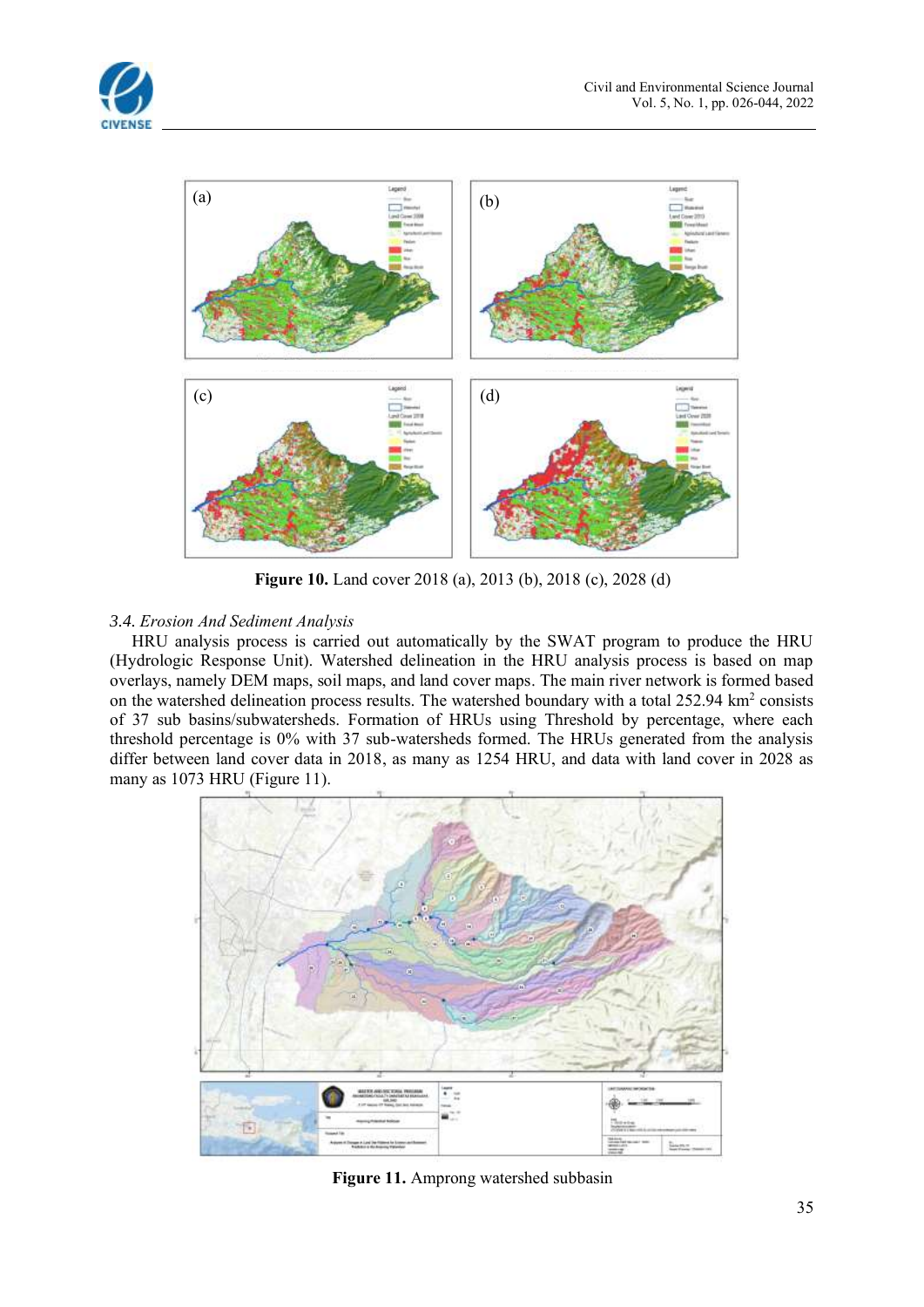Figure 10. Land cover 2018 (a), 2013 (b), 2018 (c), 2028 (d)

### 3.4. Erosion And Sediment Analysis

HRU analysis process is carried out automatically by the SWAT program to produce the HRU (Hydrologic Response Unit). Watershed delineation in the HRU analysis process is based on map overlays, namely DEM maps, soil maps, and land cover maps. The main river network is formed based on the watershed delineation process results. The watershed boundary with a total 252.94 km$^2$ consists of 37 sub basins/subwatersheds. Formation of HRUs using Threshold by percentage, where each threshold percentage is 0% with 37 sub-watersheds formed. The HRUs generated from the analysis differ between land cover data in 2018, as many as 1254 HRU, and data with land cover in 2028 as many as 1073 HRU (Figure 11).

Figure 11. Amprong watershed subbasin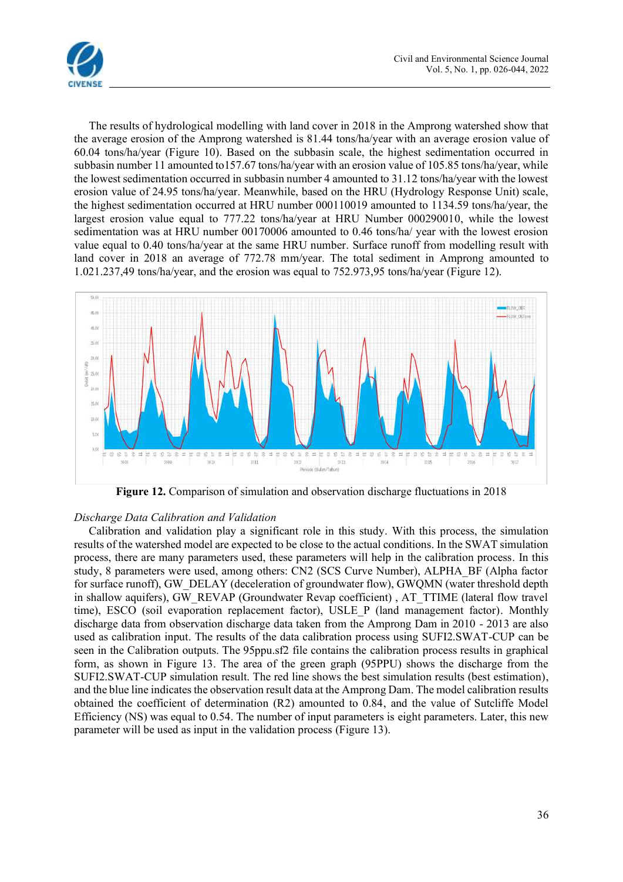The results of hydrological modelling with land cover in 2018 in the Amprong watershed show that the average erosion of the Amprong watershed is 81.44 tons/ha/year with an average erosion value of 60.04 tons/ha/year (Figure 10). Based on the subbasin scale, the highest sedimentation occurred in subbasin number 11 amounted to157.67 tons/ha/year with an erosion value of 105.85 tons/ha/year, while the lowest sedimentation occurred in subbasin number 4 amounted to 31.12 tons/ha/year with the lowest erosion value of 24.95 tons/ha/year. Meanwhile, based on the HRU (Hydrology Response Unit) scale, the highest sedimentation occurred at HRU number 000110019 amounted to 1134.59 tons/ha/year, the largest erosion value equal to 777.22 tons/ha/year at HRU Number 000290010, while the lowest sedimentation was at HRU number 00170006 amounted to 0.46 tons/ha/ year with the lowest erosion value equal to 0.40 tons/ha/year at the same HRU number. Surface runoff from modelling result with land cover in 2018 an average of 772.78 mm/year. The total sediment in Amprong amounted to 1.021.237,49 tons/ha/year, and the erosion was equal to 752.973,95 tons/ha/year (Figure 12).

**Figure 12.** Comparison of simulation and observation discharge fluctuations in 2018

*Discharge Data Calibration and Validation*

Calibration and validation play a significant role in this study. With this process, the simulation results of the watershed model are expected to be close to the actual conditions. In the SWAT simulation process, there are many parameters used, these parameters will help in the calibration process. In this study, 8 parameters were used, among others: CN2 (SCS Curve Number), ALPHA_BF (Alpha factor for surface runoff), GW_DELAY (deceleration of groundwater flow), GWQMN (water threshold depth in shallow aquifers), GW_REVAP (Groundwater Revap coefficient) , AT_TTIME (lateral flow travel time), ESCO (soil evaporation replacement factor), USLE_P (land management factor). Monthly discharge data from observation discharge data taken from the Amprong Dam in 2010 - 2013 are also used as calibration input. The results of the data calibration process using SUFI2.SWAT-CUP can be seen in the Calibration outputs. The 95ppu.sf2 file contains the calibration process results in graphical form, as shown in Figure 13. The area of the green graph (95PPU) shows the discharge from the SUFI2.SWAT-CUP simulation result. The red line shows the best simulation results (best estimation), and the blue line indicates the observation result data at the Amprong Dam. The model calibration results obtained the coefficient of determination (R2) amounted to 0.84, and the value of Sutcliffe Model Efficiency (NS) was equal to 0.54. The number of input parameters is eight parameters. Later, this new parameter will be used as input in the validation process (Figure 13).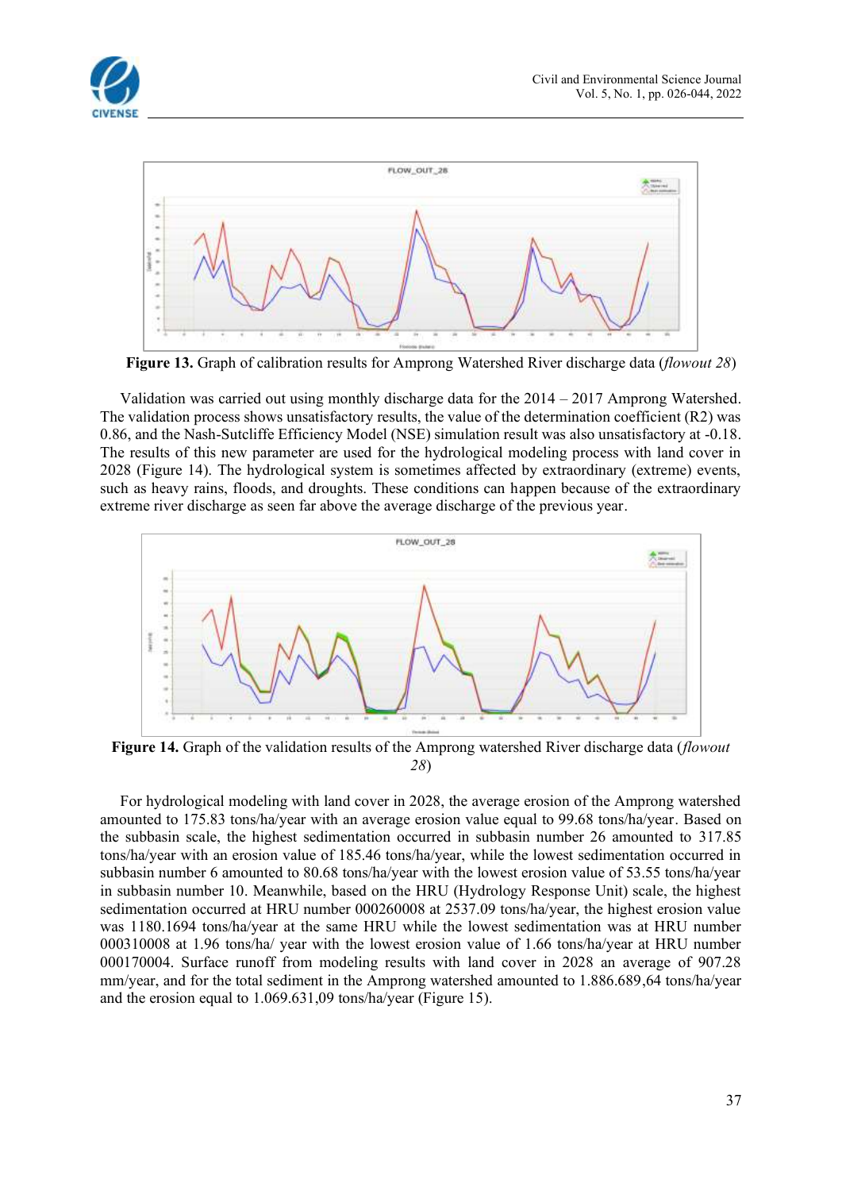**Figure 13.** Graph of calibration results for Amprong Watershed River discharge data (*flowout 28*)

Validation was carried out using monthly discharge data for the 2014 – 2017 Amprong Watershed. The validation process shows unsatisfactory results, the value of the determination coefficient (R2) was 0.86, and the Nash-Sutcliffe Efficiency Model (NSE) simulation result was also unsatisfactory at -0.18. The results of this new parameter are used for the hydrological modeling process with land cover in 2028 (Figure 14). The hydrological system is sometimes affected by extraordinary (extreme) events, such as heavy rains, floods, and droughts. These conditions can happen because of the extraordinary extreme river discharge as seen far above the average discharge of the previous year.

**Figure 14.** Graph of the validation results of the Amprong watershed River discharge data (*flowout 28*)

For hydrological modeling with land cover in 2028, the average erosion of the Amprong watershed amounted to 175.83 tons/ha/year with an average erosion value equal to 99.68 tons/ha/year. Based on the subbasin scale, the highest sedimentation occurred in subbasin number 26 amounted to 317.85 tons/ha/year with an erosion value of 185.46 tons/ha/year, while the lowest sedimentation occurred in subbasin number 6 amounted to 80.68 tons/ha/year with the lowest erosion value of 53.55 tons/ha/year in subbasin number 10. Meanwhile, based on the HRU (Hydrology Response Unit) scale, the highest sedimentation occurred at HRU number 000260008 at 2537.09 tons/ha/year, the highest erosion value was 1180.1694 tons/ha/year at the same HRU while the lowest sedimentation was at HRU number 000310008 at 1.96 tons/ha/ year with the lowest erosion value of 1.66 tons/ha/year at HRU number 000170004. Surface runoff from modeling results with land cover in 2028 an average of 907.28 mm/year, and for the total sediment in the Amprong watershed amounted to 1.886.689,64 tons/ha/year and the erosion equal to 1.069.631,09 tons/ha/year (Figure 15).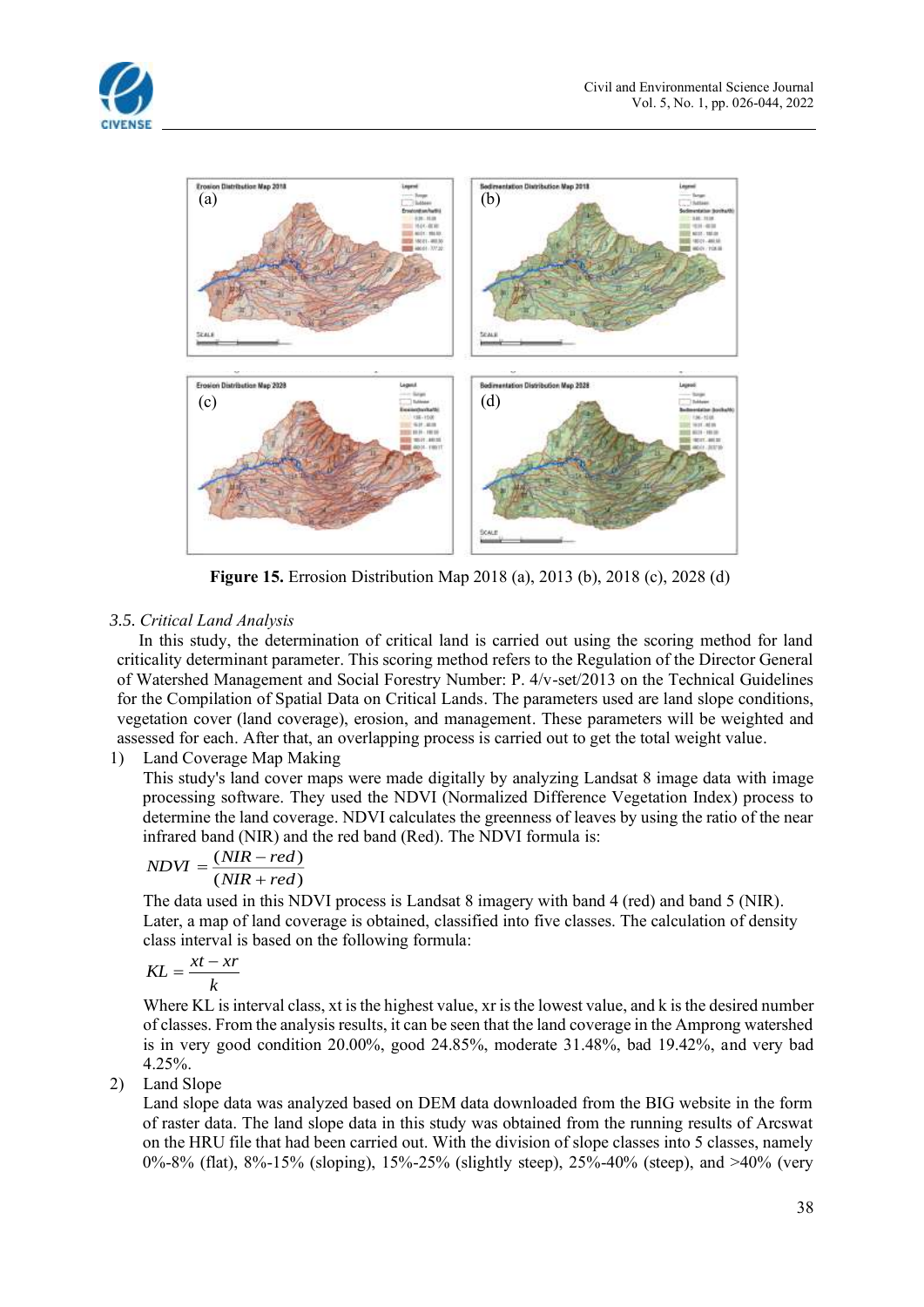Figure 15. Errosion Distribution Map 2018 (a), 2013 (b), 2018 (c), 2028 (d)

### *3.5. Critical Land Analysis*

In this study, the determination of critical land is carried out using the scoring method for land criticality determinant parameter. This scoring method refers to the Regulation of the Director General of Watershed Management and Social Forestry Number: P. 4/v-set/2013 on the Technical Guidelines for the Compilation of Spatial Data on Critical Lands. The parameters used are land slope conditions, vegetation cover (land coverage), erosion, and management. These parameters will be weighted and assessed for each. After that, an overlapping process is carried out to get the total weight value.

1) Land Coverage Map Making

   This study's land cover maps were made digitally by analyzing Landsat 8 image data with image processing software. They used the NDVI (Normalized Difference Vegetation Index) process to determine the land coverage. NDVI calculates the greenness of leaves by using the ratio of the near infrared band (NIR) and the red band (Red). The NDVI formula is:

$$NDVI = \frac{(NIR - red)}{(NIR + red)}$$

   The data used in this NDVI process is Landsat 8 imagery with band 4 (red) and band 5 (NIR). Later, a map of land coverage is obtained, classified into five classes. The calculation of density class interval is based on the following formula:

$$KL = \frac{xt - xr}{k}$$

   Where KL is interval class, xt is the highest value, xr is the lowest value, and k is the desired number of classes. From the analysis results, it can be seen that the land coverage in the Amprong watershed is in very good condition 20.00%, good 24.85%, moderate 31.48%, bad 19.42%, and very bad 4.25%.

2) Land Slope

   Land slope data was analyzed based on DEM data downloaded from the BIG website in the form of raster data. The land slope data in this study was obtained from the running results of Arcswat on the HRU file that had been carried out. With the division of slope classes into 5 classes, namely 0%-8% (flat), 8%-15% (sloping), 15%-25% (slightly steep), 25%-40% (steep), and >40% (very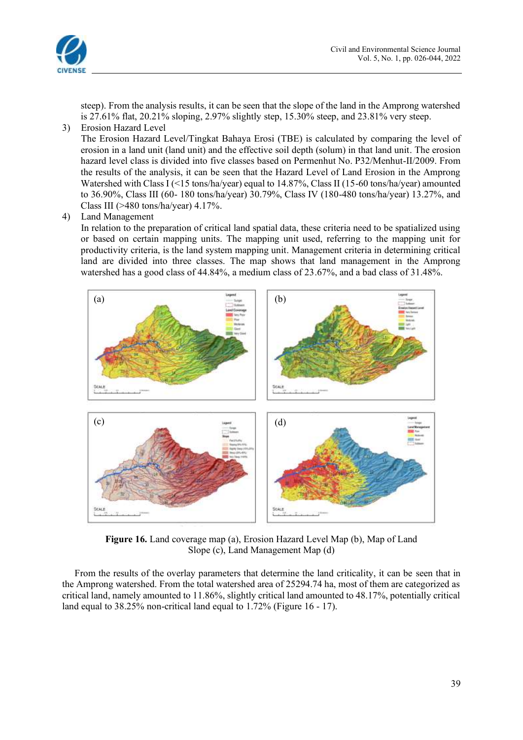steep). From the analysis results, it can be seen that the slope of the land in the Amprong watershed is 27.61% flat, 20.21% sloping, 2.97% slightly step, 15.30% steep, and 23.81% very steep.

3) Erosion Hazard Level
   The Erosion Hazard Level/Tingkat Bahaya Erosi (TBE) is calculated by comparing the level of erosion in a land unit (land unit) and the effective soil depth (solum) in that land unit. The erosion hazard level class is divided into five classes based on Permenhut No. P32/Menhut-II/2009. From the results of the analysis, it can be seen that the Hazard Level of Land Erosion in the Amprong Watershed with Class I (<15 tons/ha/year) equal to 14.87%, Class II (15-60 tons/ha/year) amounted to 36.90%, Class III (60- 180 tons/ha/year) 30.79%, Class IV (180-480 tons/ha/year) 13.27%, and Class III (>480 tons/ha/year) 4.17%.

4) Land Management
   In relation to the preparation of critical land spatial data, these criteria need to be spatialized using or based on certain mapping units. The mapping unit used, referring to the mapping unit for productivity criteria, is the land system mapping unit. Management criteria in determining critical land are divided into three classes. The map shows that land management in the Amprong watershed has a good class of 44.84%, a medium class of 23.67%, and a bad class of 31.48%.

**Figure 16.** Land coverage map (a), Erosion Hazard Level Map (b), Map of Land Slope (c), Land Management Map (d)

From the results of the overlay parameters that determine the land criticality, it can be seen that in the Amprong watershed. From the total watershed area of 25294.74 ha, most of them are categorized as critical land, namely amounted to 11.86%, slightly critical land amounted to 48.17%, potentially critical land equal to 38.25% non-critical land equal to 1.72% (Figure 16 - 17).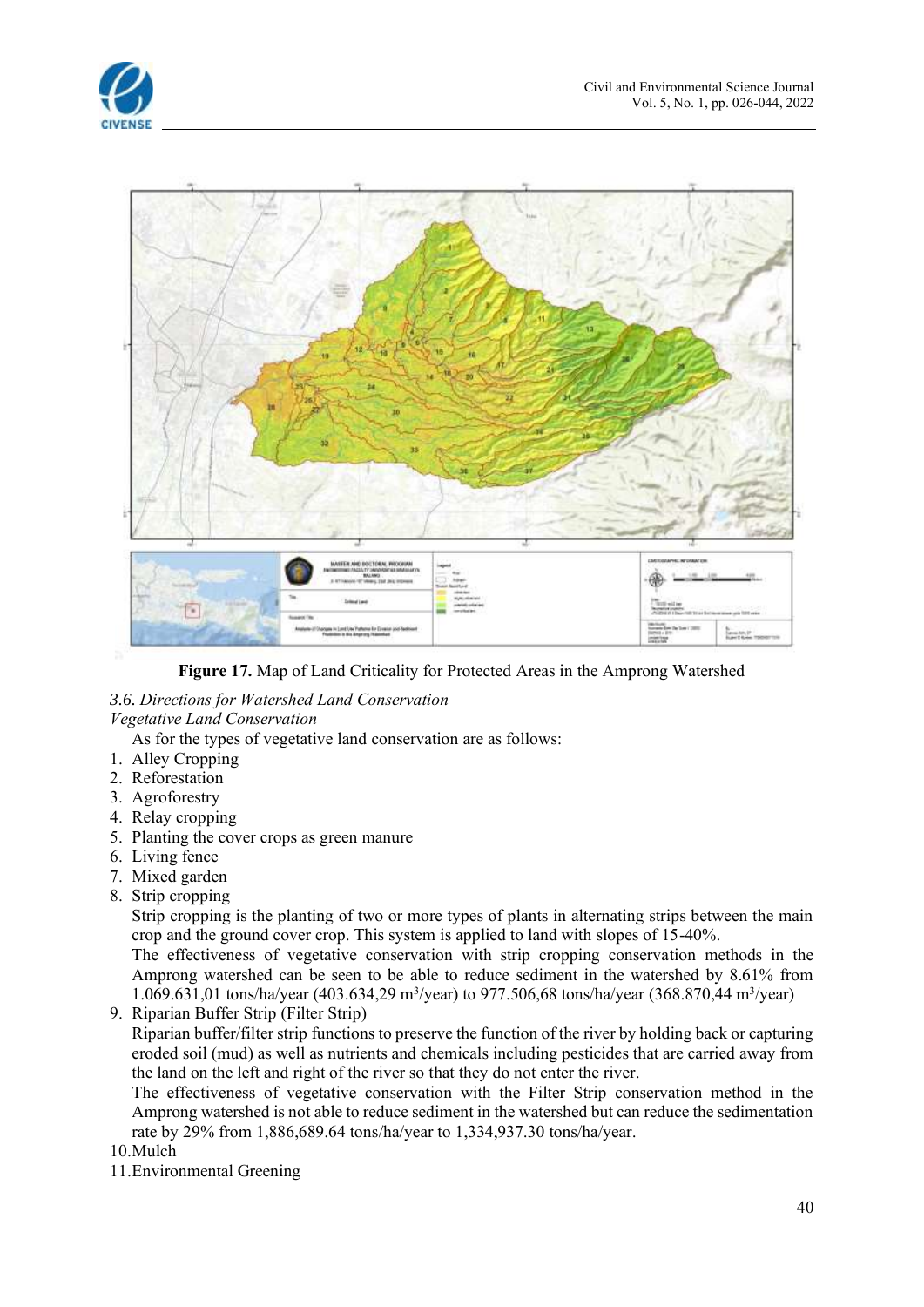**Figure 17.** Map of Land Criticality for Protected Areas in the Amprong Watershed

*3.6. Directions for Watershed Land Conservation*

*Vegetative Land Conservation*

As for the types of vegetative land conservation are as follows:

1. Alley Cropping
2. Reforestation
3. Agroforestry
4. Relay cropping
5. Planting the cover crops as green manure
6. Living fence
7. Mixed garden
8. Strip cropping

   Strip cropping is the planting of two or more types of plants in alternating strips between the main crop and the ground cover crop. This system is applied to land with slopes of 15-40%.

   The effectiveness of vegetative conservation with strip cropping conservation methods in the Amprong watershed can be seen to be able to reduce sediment in the watershed by 8.61% from 1.069.631,01 tons/ha/year (403.634,29 m$^3$/year) to 977.506,68 tons/ha/year (368.870,44 m$^3$/year)
9. Riparian Buffer Strip (Filter Strip)

   Riparian buffer/filter strip functions to preserve the function of the river by holding back or capturing eroded soil (mud) as well as nutrients and chemicals including pesticides that are carried away from the land on the left and right of the river so that they do not enter the river.

   The effectiveness of vegetative conservation with the Filter Strip conservation method in the Amprong watershed is not able to reduce sediment in the watershed but can reduce the sedimentation rate by 29% from 1,886,689.64 tons/ha/year to 1,334,937.30 tons/ha/year.
10. Mulch
11. Environmental Greening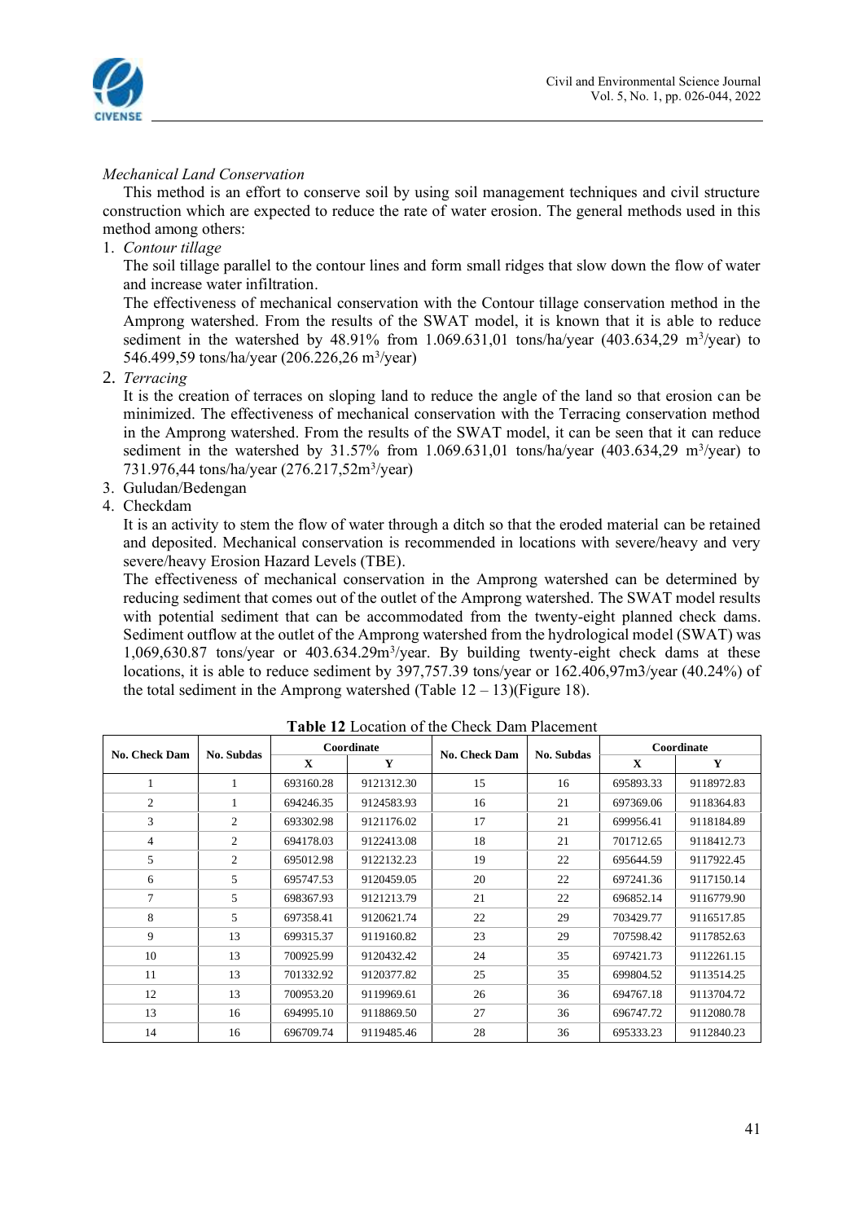*Mechanical Land Conservation*

This method is an effort to conserve soil by using soil management techniques and civil structure construction which are expected to reduce the rate of water erosion. The general methods used in this method among others:

1. *Contour tillage*

   The soil tillage parallel to the contour lines and form small ridges that slow down the flow of water and increase water infiltration.

   The effectiveness of mechanical conservation with the Contour tillage conservation method in the Amprong watershed. From the results of the SWAT model, it is known that it is able to reduce sediment in the watershed by 48.91% from 1.069.631,01 tons/ha/year (403.634,29 $m^3$/year) to 546.499,59 tons/ha/year (206.226,26 $m^3$/year)

2. *Terracing*

   It is the creation of terraces on sloping land to reduce the angle of the land so that erosion can be minimized. The effectiveness of mechanical conservation with the Terracing conservation method in the Amprong watershed. From the results of the SWAT model, it can be seen that it can reduce sediment in the watershed by 31.57% from 1.069.631,01 tons/ha/year (403.634,29 $m^3$/year) to 731.976,44 tons/ha/year (276.217,52$m^3$/year)

3. Guludan/Bedengan

4. Checkdam

   It is an activity to stem the flow of water through a ditch so that the eroded material can be retained and deposited. Mechanical conservation is recommended in locations with severe/heavy and very severe/heavy Erosion Hazard Levels (TBE).

   The effectiveness of mechanical conservation in the Amprong watershed can be determined by reducing sediment that comes out of the outlet of the Amprong watershed. The SWAT model results with potential sediment that can be accommodated from the twenty-eight planned check dams. Sediment outflow at the outlet of the Amprong watershed from the hydrological model (SWAT) was 1,069,630.87 tons/year or 403.634.29$m^3$/year. By building twenty-eight check dams at these locations, it is able to reduce sediment by 397,757.39 tons/year or 162.406,97m3/year (40.24%) of the total sediment in the Amprong watershed (Table 12 – 13)(Figure 18).

**Table 12** Location of the Check Dam Placement

| No. Check Dam | No. Subdas | Coordinate | | No. Check Dam | No. Subdas | Coordinate | |
|---|---|---|---|---|---|---|---|
| | | X | Y | | | X | Y |
| 1 | 1 | 693160.28 | 9121312.30 | 15 | 16 | 695893.33 | 9118972.83 |
| 2 | 1 | 694246.35 | 9124583.93 | 16 | 21 | 697369.06 | 9118364.83 |
| 3 | 2 | 693302.98 | 9121176.02 | 17 | 21 | 699956.41 | 9118184.89 |
| 4 | 2 | 694178.03 | 9122413.08 | 18 | 21 | 701712.65 | 9118412.73 |
| 5 | 2 | 695012.98 | 9122132.23 | 19 | 22 | 695644.59 | 9117922.45 |
| 6 | 5 | 695747.53 | 9120459.05 | 20 | 22 | 697241.36 | 9117150.14 |
| 7 | 5 | 698367.93 | 9121213.79 | 21 | 22 | 696852.14 | 9116779.90 |
| 8 | 5 | 697358.41 | 9120621.74 | 22 | 29 | 703429.77 | 9116517.85 |
| 9 | 13 | 699315.37 | 9119160.82 | 23 | 29 | 707598.42 | 9117852.63 |
| 10 | 13 | 700925.99 | 9120432.42 | 24 | 35 | 697421.73 | 9112261.15 |
| 11 | 13 | 701332.92 | 9120377.82 | 25 | 35 | 699804.52 | 9113514.25 |
| 12 | 13 | 700953.20 | 9119969.61 | 26 | 36 | 694767.18 | 9113704.72 |
| 13 | 16 | 694995.10 | 9118869.50 | 27 | 36 | 696747.72 | 9112080.78 |
| 14 | 16 | 696709.74 | 9119485.46 | 28 | 36 | 695333.23 | 9112840.23 |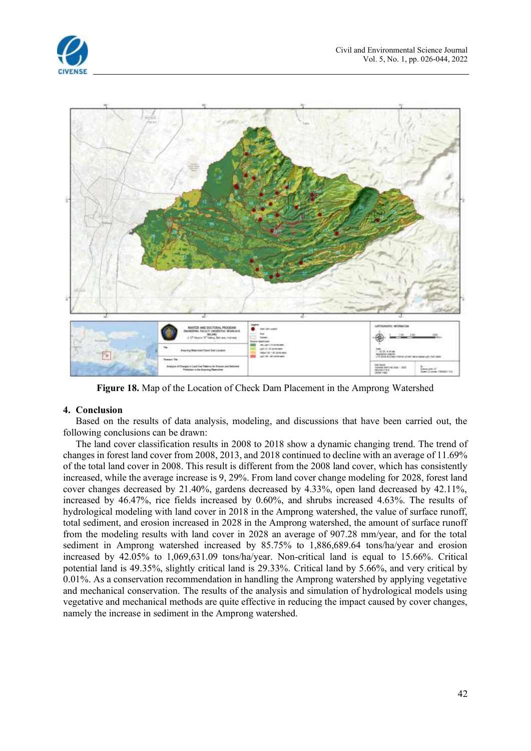**Figure 18.** Map of the Location of Check Dam Placement in the Amprong Watershed

## 4. Conclusion

Based on the results of data analysis, modeling, and discussions that have been carried out, the following conclusions can be drawn:

The land cover classification results in 2008 to 2018 show a dynamic changing trend. The trend of changes in forest land cover from 2008, 2013, and 2018 continued to decline with an average of 11.69% of the total land cover in 2008. This result is different from the 2008 land cover, which has consistently increased, while the average increase is 9, 29%. From land cover change modeling for 2028, forest land cover changes decreased by 21.40%, gardens decreased by 4.33%, open land decreased by 42.11%, increased by 46.47%, rice fields increased by 0.60%, and shrubs increased 4.63%. The results of hydrological modeling with land cover in 2018 in the Amprong watershed, the value of surface runoff, total sediment, and erosion increased in 2028 in the Amprong watershed, the amount of surface runoff from the modeling results with land cover in 2028 an average of 907.28 mm/year, and for the total sediment in Amprong watershed increased by 85.75% to 1,886,689.64 tons/ha/year and erosion increased by 42.05% to 1,069,631.09 tons/ha/year. Non-critical land is equal to 15.66%. Critical potential land is 49.35%, slightly critical land is 29.33%. Critical land by 5.66%, and very critical by 0.01%. As a conservation recommendation in handling the Amprong watershed by applying vegetative and mechanical conservation. The results of the analysis and simulation of hydrological models using vegetative and mechanical methods are quite effective in reducing the impact caused by cover changes, namely the increase in sediment in the Amprong watershed.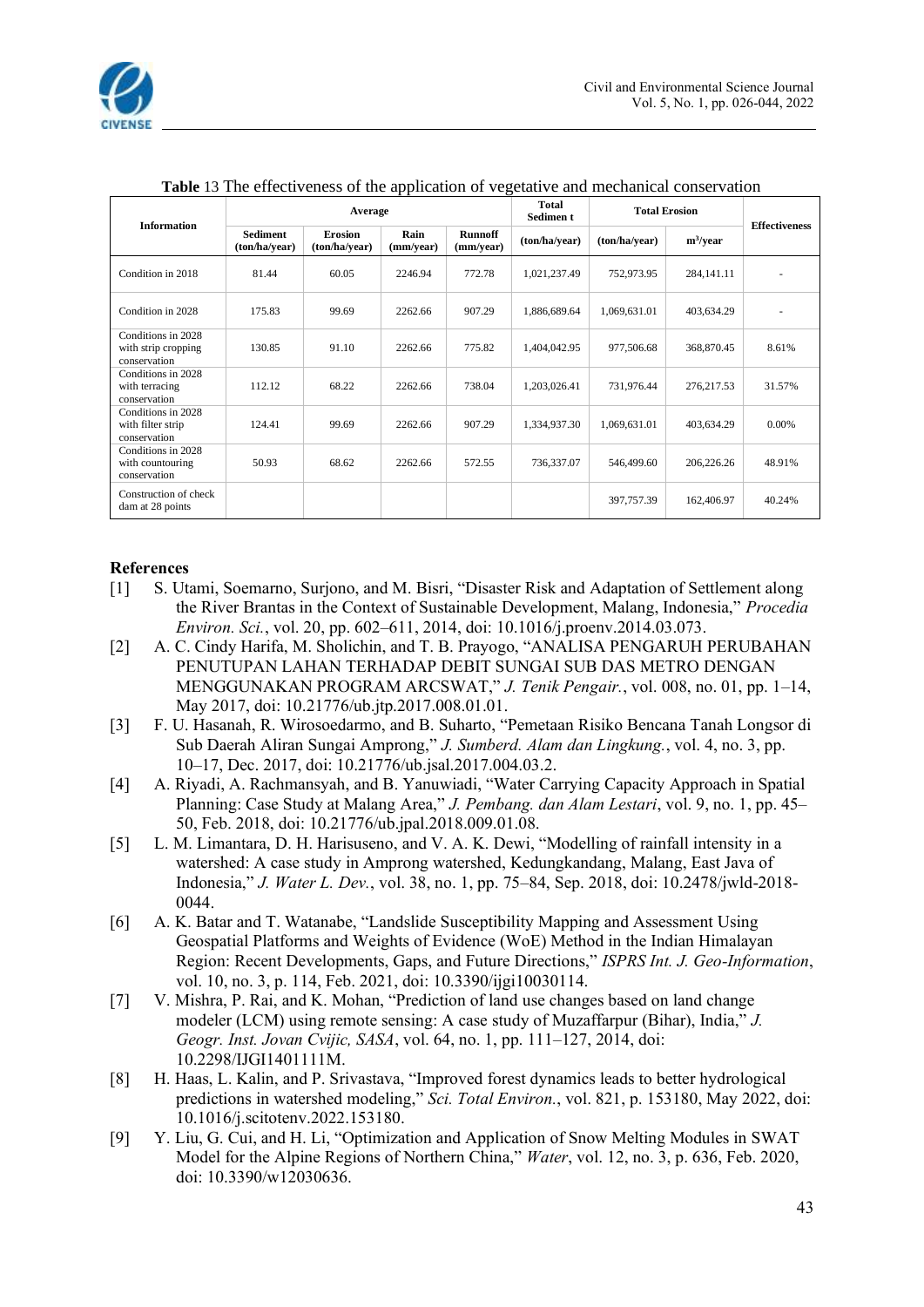**Table** 13 The effectiveness of the application of vegetative and mechanical conservation

| Information | Average | | | | Total Sediment | Total Erosion | | Effectiveness |
|---|---|---|---|---|---|---|---|---|
| | Sediment (ton/ha/year) | Erosion (ton/ha/year) | Rain (mm/year) | Runoff (mm/year) | (ton/ha/year) | (ton/ha/year) | m$^3$/year | |
| Condition in 2018 | 81.44 | 60.05 | 2246.94 | 772.78 | 1,021,237.49 | 752,973.95 | 284,141.11 | - |
| Condition in 2028 | 175.83 | 99.69 | 2262.66 | 907.29 | 1,886,689.64 | 1,069,631.01 | 403,634.29 | - |
| Conditions in 2028 with strip cropping conservation | 130.85 | 91.10 | 2262.66 | 775.82 | 1,404,042.95 | 977,506.68 | 368,870.45 | 8.61% |
| Conditions in 2028 with terracing conservation | 112.12 | 68.22 | 2262.66 | 738.04 | 1,203,026.41 | 731,976.44 | 276,217.53 | 31.57% |
| Conditions in 2028 with filter strip conservation | 124.41 | 99.69 | 2262.66 | 907.29 | 1,334,937.30 | 1,069,631.01 | 403,634.29 | 0.00% |
| Conditions in 2028 with countouring conservation | 50.93 | 68.62 | 2262.66 | 572.55 | 736,337.07 | 546,499.60 | 206,226.26 | 48.91% |
| Construction of check dam at 28 points | | | | | | 397,757.39 | 162,406.97 | 40.24% |

## References

[1] S. Utami, Soemarno, Surjono, and M. Bisri, "Disaster Risk and Adaptation of Settlement along the River Brantas in the Context of Sustainable Development, Malang, Indonesia," *Procedia Environ. Sci.*, vol. 20, pp. 602–611, 2014, doi: 10.1016/j.proenv.2014.03.073.

[2] A. C. Cindy Harifa, M. Sholichin, and T. B. Prayogo, "ANALISA PENGARUH PERUBAHAN PENUTUPAN LAHAN TERHADAP DEBIT SUNGAI SUB DAS METRO DENGAN MENGGUNAKAN PROGRAM ARCSWAT," *J. Tenik Pengair.*, vol. 008, no. 01, pp. 1–14, May 2017, doi: 10.21776/ub.jtp.2017.008.01.01.

[3] F. U. Hasanah, R. Wirosoedarmo, and B. Suharto, "Pemetaan Risiko Bencana Tanah Longsor di Sub Daerah Aliran Sungai Amprong," *J. Sumberd. Alam dan Lingkung.*, vol. 4, no. 3, pp. 10–17, Dec. 2017, doi: 10.21776/ub.jsal.2017.004.03.2.

[4] A. Riyadi, A. Rachmansyah, and B. Yanuwiadi, "Water Carrying Capacity Approach in Spatial Planning: Case Study at Malang Area," *J. Pembang. dan Alam Lestari*, vol. 9, no. 1, pp. 45–50, Feb. 2018, doi: 10.21776/ub.jpal.2018.009.01.08.

[5] L. M. Limantara, D. H. Harisuseno, and V. A. K. Dewi, "Modelling of rainfall intensity in a watershed: A case study in Amprong watershed, Kedungkandang, Malang, East Java of Indonesia," *J. Water L. Dev.*, vol. 38, no. 1, pp. 75–84, Sep. 2018, doi: 10.2478/jwld-2018-0044.

[6] A. K. Batar and T. Watanabe, "Landslide Susceptibility Mapping and Assessment Using Geospatial Platforms and Weights of Evidence (WoE) Method in the Indian Himalayan Region: Recent Developments, Gaps, and Future Directions," *ISPRS Int. J. Geo-Information*, vol. 10, no. 3, p. 114, Feb. 2021, doi: 10.3390/ijgi10030114.

[7] V. Mishra, P. Rai, and K. Mohan, "Prediction of land use changes based on land change modeler (LCM) using remote sensing: A case study of Muzaffarpur (Bihar), India," *J. Geogr. Inst. Jovan Cvijic, SASA*, vol. 64, no. 1, pp. 111–127, 2014, doi: 10.2298/IJGI1401111M.

[8] H. Haas, L. Kalin, and P. Srivastava, "Improved forest dynamics leads to better hydrological predictions in watershed modeling," *Sci. Total Environ.*, vol. 821, p. 153180, May 2022, doi: 10.1016/j.scitotenv.2022.153180.

[9] Y. Liu, G. Cui, and H. Li, "Optimization and Application of Snow Melting Modules in SWAT Model for the Alpine Regions of Northern China," *Water*, vol. 12, no. 3, p. 636, Feb. 2020, doi: 10.3390/w12030636.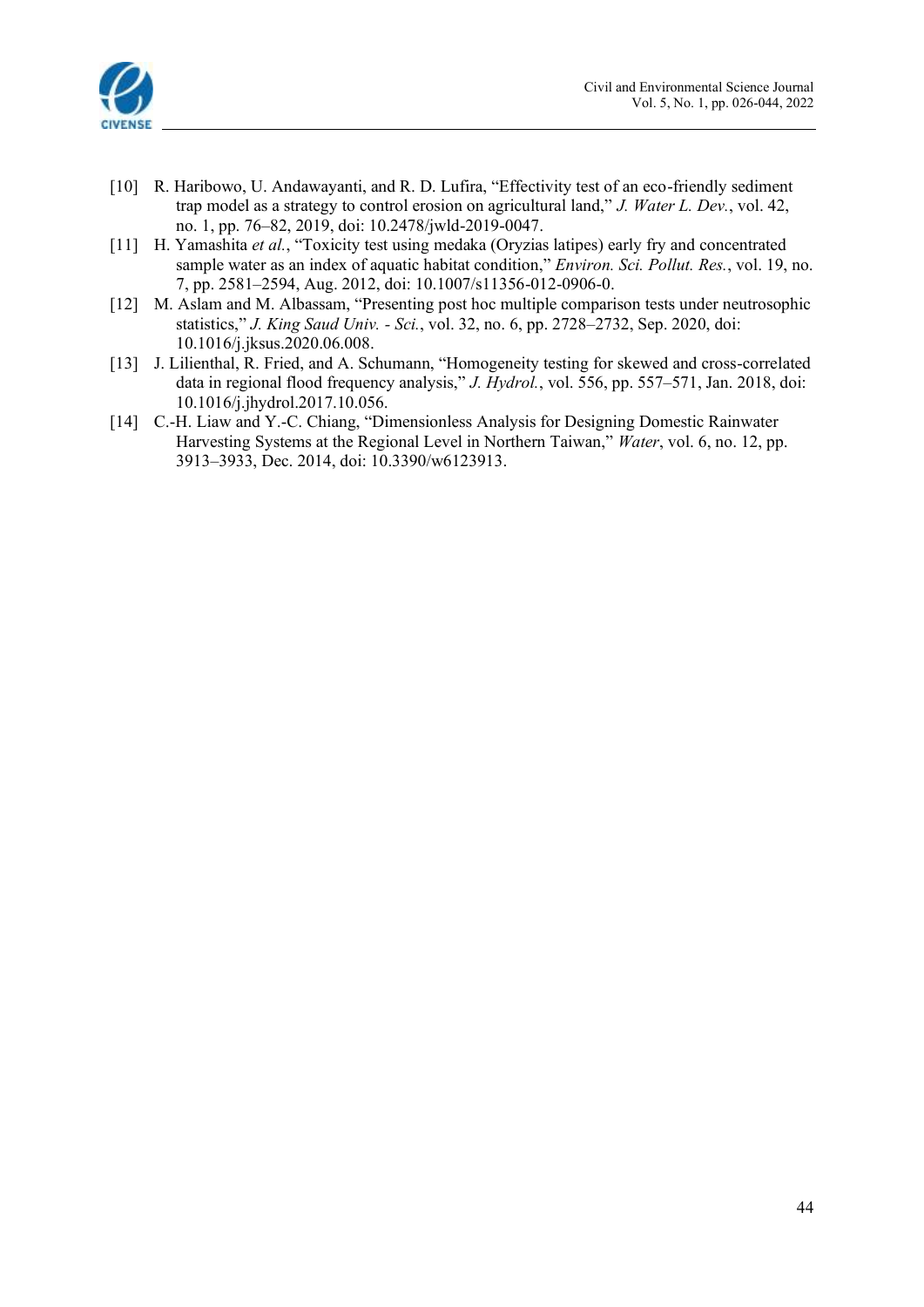[10] R. Haribowo, U. Andawayanti, and R. D. Lufira, “Effectivity test of an eco-friendly sediment trap model as a strategy to control erosion on agricultural land,” *J. Water L. Dev.*, vol. 42, no. 1, pp. 76–82, 2019, doi: 10.2478/jwld-2019-0047.

[11] H. Yamashita *et al.*, “Toxicity test using medaka (Oryzias latipes) early fry and concentrated sample water as an index of aquatic habitat condition,” *Environ. Sci. Pollut. Res.*, vol. 19, no. 7, pp. 2581–2594, Aug. 2012, doi: 10.1007/s11356-012-0906-0.

[12] M. Aslam and M. Albassam, “Presenting post hoc multiple comparison tests under neutrosophic statistics,” *J. King Saud Univ. - Sci.*, vol. 32, no. 6, pp. 2728–2732, Sep. 2020, doi: 10.1016/j.jksus.2020.06.008.

[13] J. Lilienthal, R. Fried, and A. Schumann, “Homogeneity testing for skewed and cross-correlated data in regional flood frequency analysis,” *J. Hydrol.*, vol. 556, pp. 557–571, Jan. 2018, doi: 10.1016/j.jhydrol.2017.10.056.

[14] C.-H. Liaw and Y.-C. Chiang, “Dimensionless Analysis for Designing Domestic Rainwater Harvesting Systems at the Regional Level in Northern Taiwan,” *Water*, vol. 6, no. 12, pp. 3913–3933, Dec. 2014, doi: 10.3390/w6123913.